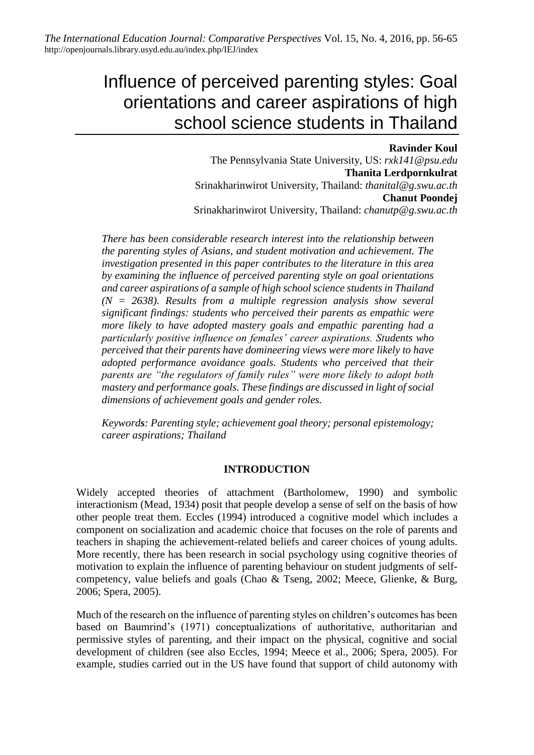# Influence of perceived parenting styles: Goal orientations and career aspirations of high school science students in Thailand

**Ravinder Koul**
The Pennsylvania State University, US: *rxk141@psu.edu*
**Thanita Lerdpornkulrat**
Srinakharinwirot University, Thailand: *thanital@g.swu.ac.th*
**Chanut Poondej**
Srinakharinwirot University, Thailand: *chanutp@g.swu.ac.th*

*There has been considerable research interest into the relationship between the parenting styles of Asians, and student motivation and achievement. The investigation presented in this paper contributes to the literature in this area by examining the influence of perceived parenting style on goal orientations and career aspirations of a sample of high school science students in Thailand (N = 2638). Results from a multiple regression analysis show several significant findings: students who perceived their parents as empathic were more likely to have adopted mastery goals and empathic parenting had a particularly positive influence on females' career aspirations. Students who perceived that their parents have domineering views were more likely to have adopted performance avoidance goals. Students who perceived that their parents are "the regulators of family rules" were more likely to adopt both mastery and performance goals. These findings are discussed in light of social dimensions of achievement goals and gender roles.*

*Keywords: Parenting style; achievement goal theory; personal epistemology; career aspirations; Thailand*

## INTRODUCTION

Widely accepted theories of attachment (Bartholomew, 1990) and symbolic interactionism (Mead, 1934) posit that people develop a sense of self on the basis of how other people treat them. Eccles (1994) introduced a cognitive model which includes a component on socialization and academic choice that focuses on the role of parents and teachers in shaping the achievement-related beliefs and career choices of young adults. More recently, there has been research in social psychology using cognitive theories of motivation to explain the influence of parenting behaviour on student judgments of self-competency, value beliefs and goals (Chao & Tseng, 2002; Meece, Glienke, & Burg, 2006; Spera, 2005).

Much of the research on the influence of parenting styles on children's outcomes has been based on Baumrind's (1971) conceptualizations of authoritative, authoritarian and permissive styles of parenting, and their impact on the physical, cognitive and social development of children (see also Eccles, 1994; Meece et al., 2006; Spera, 2005). For example, studies carried out in the US have found that support of child autonomy with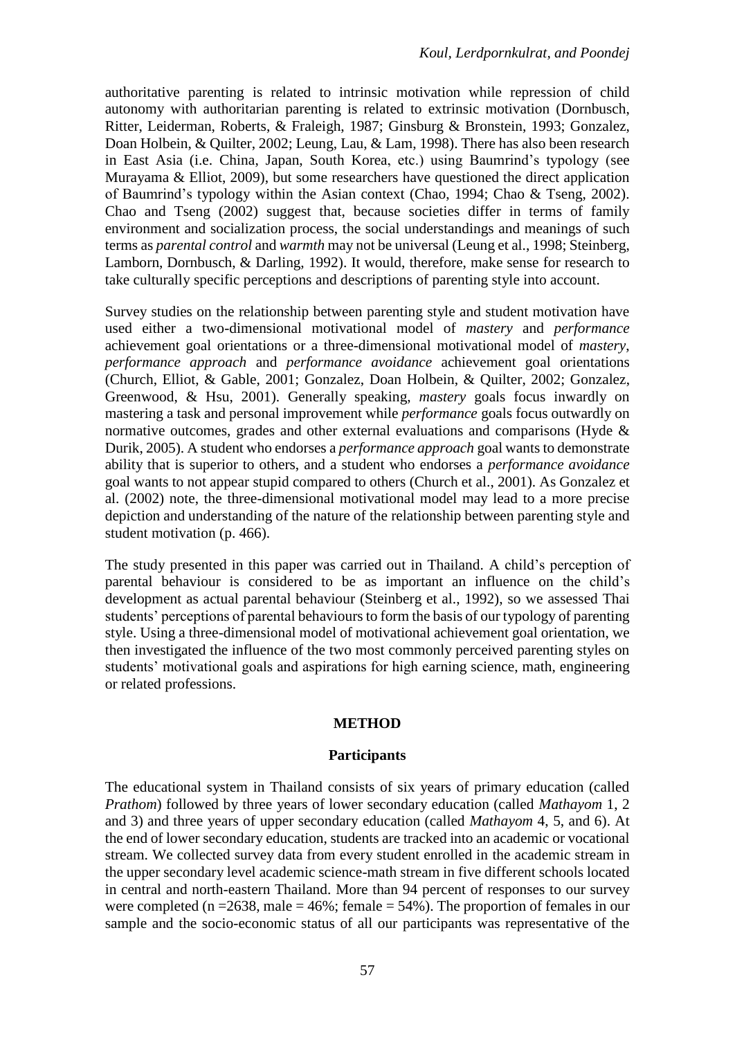authoritative parenting is related to intrinsic motivation while repression of child autonomy with authoritarian parenting is related to extrinsic motivation (Dornbusch, Ritter, Leiderman, Roberts, & Fraleigh, 1987; Ginsburg & Bronstein, 1993; Gonzalez, Doan Holbein, & Quilter, 2002; Leung, Lau, & Lam, 1998). There has also been research in East Asia (i.e. China, Japan, South Korea, etc.) using Baumrind's typology (see Murayama & Elliot, 2009), but some researchers have questioned the direct application of Baumrind's typology within the Asian context (Chao, 1994; Chao & Tseng, 2002). Chao and Tseng (2002) suggest that, because societies differ in terms of family environment and socialization process, the social understandings and meanings of such terms as *parental control* and *warmth* may not be universal (Leung et al., 1998; Steinberg, Lamborn, Dornbusch, & Darling, 1992). It would, therefore, make sense for research to take culturally specific perceptions and descriptions of parenting style into account.

Survey studies on the relationship between parenting style and student motivation have used either a two-dimensional motivational model of *mastery* and *performance* achievement goal orientations or a three-dimensional motivational model of *mastery*, *performance approach* and *performance avoidance* achievement goal orientations (Church, Elliot, & Gable, 2001; Gonzalez, Doan Holbein, & Quilter, 2002; Gonzalez, Greenwood, & Hsu, 2001). Generally speaking, *mastery* goals focus inwardly on mastering a task and personal improvement while *performance* goals focus outwardly on normative outcomes, grades and other external evaluations and comparisons (Hyde & Durik, 2005). A student who endorses a *performance approach* goal wants to demonstrate ability that is superior to others, and a student who endorses a *performance avoidance* goal wants to not appear stupid compared to others (Church et al., 2001). As Gonzalez et al. (2002) note, the three-dimensional motivational model may lead to a more precise depiction and understanding of the nature of the relationship between parenting style and student motivation (p. 466).

The study presented in this paper was carried out in Thailand. A child's perception of parental behaviour is considered to be as important an influence on the child's development as actual parental behaviour (Steinberg et al., 1992), so we assessed Thai students' perceptions of parental behaviours to form the basis of our typology of parenting style. Using a three-dimensional model of motivational achievement goal orientation, we then investigated the influence of the two most commonly perceived parenting styles on students' motivational goals and aspirations for high earning science, math, engineering or related professions.

## METHOD

### Participants

The educational system in Thailand consists of six years of primary education (called *Prathom*) followed by three years of lower secondary education (called *Mathayom* 1, 2 and 3) and three years of upper secondary education (called *Mathayom* 4, 5, and 6). At the end of lower secondary education, students are tracked into an academic or vocational stream. We collected survey data from every student enrolled in the academic stream in the upper secondary level academic science-math stream in five different schools located in central and north-eastern Thailand. More than 94 percent of responses to our survey were completed (n =2638, male = 46%; female = 54%). The proportion of females in our sample and the socio-economic status of all our participants was representative of the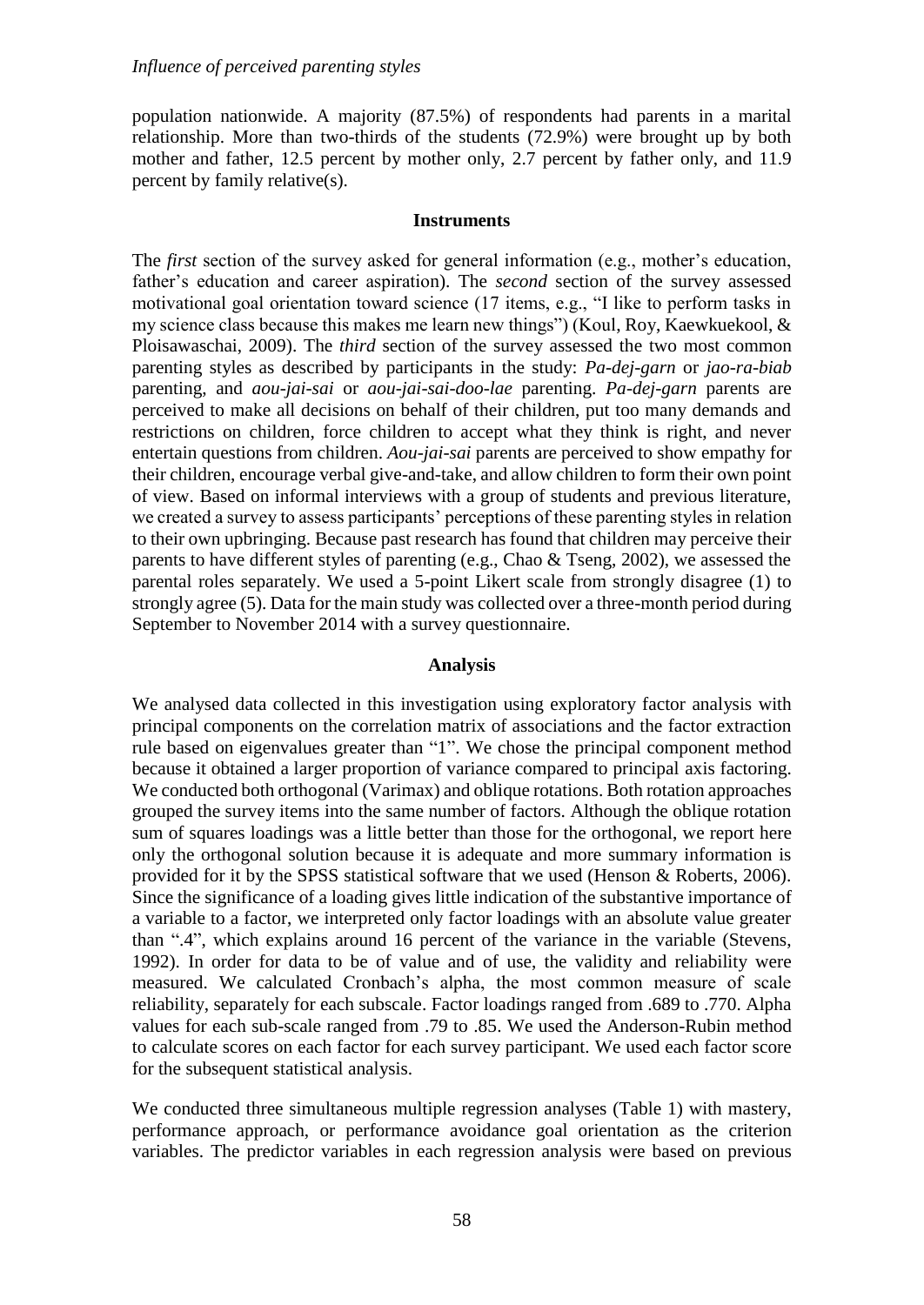population nationwide. A majority (87.5%) of respondents had parents in a marital relationship. More than two-thirds of the students (72.9%) were brought up by both mother and father, 12.5 percent by mother only, 2.7 percent by father only, and 11.9 percent by family relative(s).

## Instruments

The *first* section of the survey asked for general information (e.g., mother's education, father's education and career aspiration). The *second* section of the survey assessed motivational goal orientation toward science (17 items, e.g., "I like to perform tasks in my science class because this makes me learn new things") (Koul, Roy, Kaewkuekool, & Ploisawaschai, 2009). The *third* section of the survey assessed the two most common parenting styles as described by participants in the study: *Pa-dej-garn* or *jao-ra-biab* parenting, and *aou-jai-sai* or *aou-jai-sai-doo-lae* parenting. *Pa-dej-garn* parents are perceived to make all decisions on behalf of their children, put too many demands and restrictions on children, force children to accept what they think is right, and never entertain questions from children. *Aou-jai-sai* parents are perceived to show empathy for their children, encourage verbal give-and-take, and allow children to form their own point of view. Based on informal interviews with a group of students and previous literature, we created a survey to assess participants' perceptions of these parenting styles in relation to their own upbringing. Because past research has found that children may perceive their parents to have different styles of parenting (e.g., Chao & Tseng, 2002), we assessed the parental roles separately. We used a 5-point Likert scale from strongly disagree (1) to strongly agree (5). Data for the main study was collected over a three-month period during September to November 2014 with a survey questionnaire.

## Analysis

We analysed data collected in this investigation using exploratory factor analysis with principal components on the correlation matrix of associations and the factor extraction rule based on eigenvalues greater than "1". We chose the principal component method because it obtained a larger proportion of variance compared to principal axis factoring. We conducted both orthogonal (Varimax) and oblique rotations. Both rotation approaches grouped the survey items into the same number of factors. Although the oblique rotation sum of squares loadings was a little better than those for the orthogonal, we report here only the orthogonal solution because it is adequate and more summary information is provided for it by the SPSS statistical software that we used (Henson & Roberts, 2006). Since the significance of a loading gives little indication of the substantive importance of a variable to a factor, we interpreted only factor loadings with an absolute value greater than ".4", which explains around 16 percent of the variance in the variable (Stevens, 1992). In order for data to be of value and of use, the validity and reliability were measured. We calculated Cronbach's alpha, the most common measure of scale reliability, separately for each subscale. Factor loadings ranged from .689 to .770. Alpha values for each sub-scale ranged from .79 to .85. We used the Anderson-Rubin method to calculate scores on each factor for each survey participant. We used each factor score for the subsequent statistical analysis.

We conducted three simultaneous multiple regression analyses (Table 1) with mastery, performance approach, or performance avoidance goal orientation as the criterion variables. The predictor variables in each regression analysis were based on previous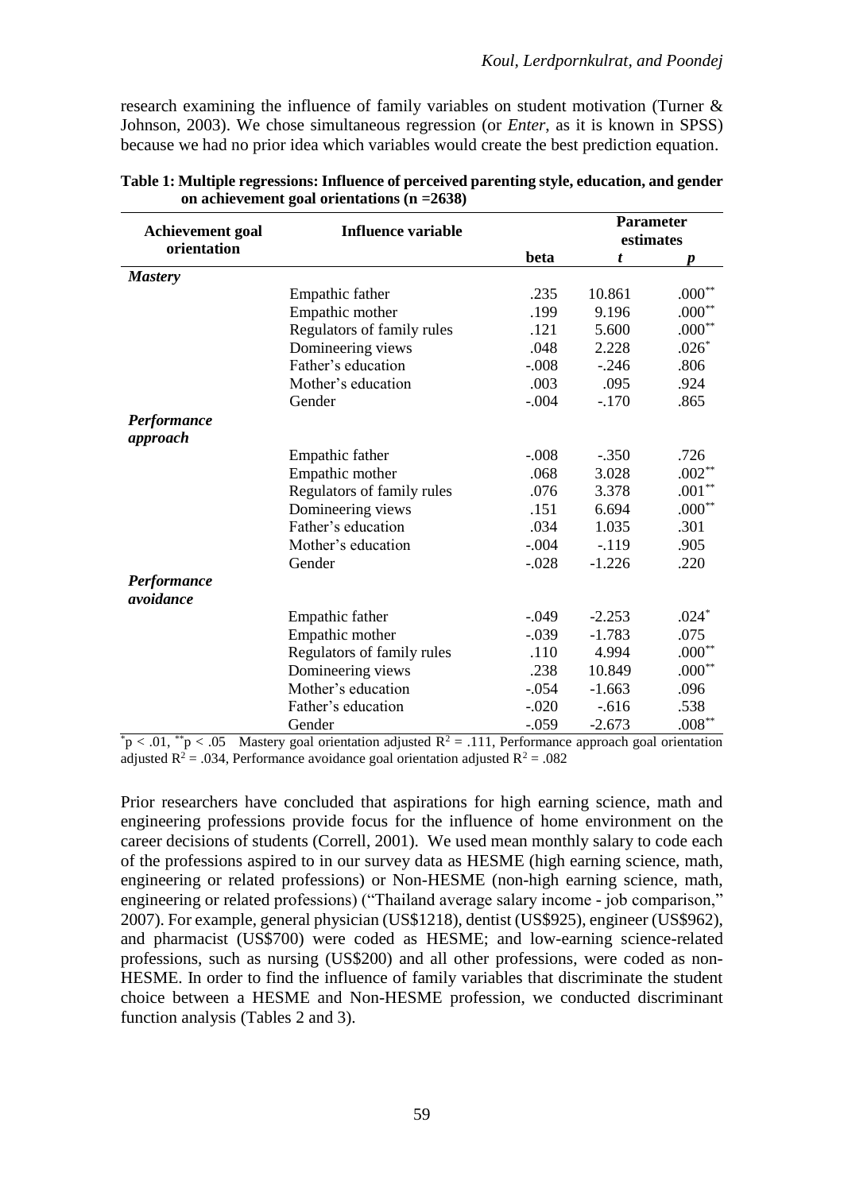research examining the influence of family variables on student motivation (Turner & Johnson, 2003). We chose simultaneous regression (or *Enter*, as it is known in SPSS) because we had no prior idea which variables would create the best prediction equation.

**Table 1: Multiple regressions: Influence of perceived parenting style, education, and gender on achievement goal orientations (n =2638)**

| Achievement goal orientation | Influence variable | Parameter estimates | | |
|---|---|---|---|---|
| | | beta | *t* | *p* |
| ***Mastery*** | | | | |
| | Empathic father | .235 | 10.861 | .000** |
| | Empathic mother | .199 | 9.196 | .000** |
| | Regulators of family rules | .121 | 5.600 | .000** |
| | Domineering views | .048 | 2.228 | .026* |
| | Father's education | -.008 | -.246 | .806 |
| | Mother's education | .003 | .095 | .924 |
| | Gender | -.004 | -.170 | .865 |
| ***Performance approach*** | | | | |
| | Empathic father | -.008 | -.350 | .726 |
| | Empathic mother | .068 | 3.028 | .002** |
| | Regulators of family rules | .076 | 3.378 | .001** |
| | Domineering views | .151 | 6.694 | .000** |
| | Father's education | .034 | 1.035 | .301 |
| | Mother's education | -.004 | -.119 | .905 |
| | Gender | -.028 | -1.226 | .220 |
| ***Performance avoidance*** | | | | |
| | Empathic father | -.049 | -2.253 | .024* |
| | Empathic mother | -.039 | -1.783 | .075 |
| | Regulators of family rules | .110 | 4.994 | .000** |
| | Domineering views | .238 | 10.849 | .000** |
| | Mother's education | -.054 | -1.663 | .096 |
| | Father's education | -.020 | -.616 | .538 |
| | Gender | -.059 | -2.673 | .008** |

*p < .01, **p < .05 Mastery goal orientation adjusted $R^2$ = .111, Performance approach goal orientation adjusted $R^2$ = .034, Performance avoidance goal orientation adjusted $R^2$ = .082

Prior researchers have concluded that aspirations for high earning science, math and engineering professions provide focus for the influence of home environment on the career decisions of students (Correll, 2001). We used mean monthly salary to code each of the professions aspired to in our survey data as HESME (high earning science, math, engineering or related professions) or Non-HESME (non-high earning science, math, engineering or related professions) ("Thailand average salary income - job comparison," 2007). For example, general physician (US$1218), dentist (US$925), engineer (US$962), and pharmacist (US$700) were coded as HESME; and low-earning science-related professions, such as nursing (US$200) and all other professions, were coded as non-HESME. In order to find the influence of family variables that discriminate the student choice between a HESME and Non-HESME profession, we conducted discriminant function analysis (Tables 2 and 3).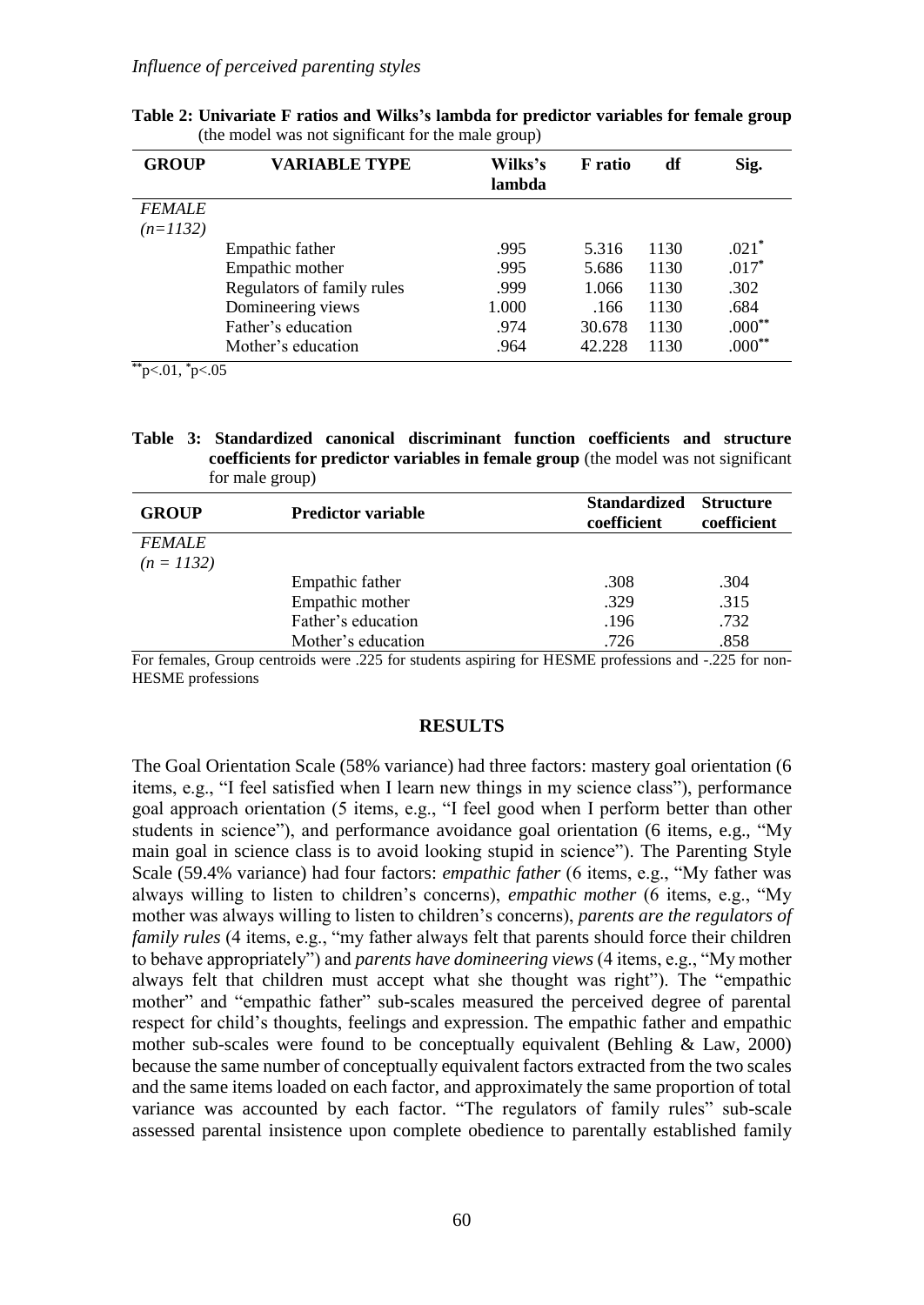**Table 2: Univariate F ratios and Wilks's lambda for predictor variables for female group** (the model was not significant for the male group)

| GROUP | VARIABLE TYPE | Wilks's lambda | F ratio | df | Sig. |
|---|---|---|---|---|---|
| *FEMALE* *(n=1132)* | | | | | |
| | Empathic father | .995 | 5.316 | 1130 | .021* |
| | Empathic mother | .995 | 5.686 | 1130 | .017* |
| | Regulators of family rules | .999 | 1.066 | 1130 | .302 |
| | Domineering views | 1.000 | .166 | 1130 | .684 |
| | Father's education | .974 | 30.678 | 1130 | .000** |
| | Mother's education | .964 | 42.228 | 1130 | .000** |

**$p<.01$, *$p<.05$

**Table 3: Standardized canonical discriminant function coefficients and structure coefficients for predictor variables in female group** (the model was not significant for male group)

| GROUP | Predictor variable | Standardized coefficient | Structure coefficient |
|---|---|---|---|
| *FEMALE* *(n = 1132)* | | | |
| | Empathic father | .308 | .304 |
| | Empathic mother | .329 | .315 |
| | Father's education | .196 | .732 |
| | Mother's education | .726 | .858 |

For females, Group centroids were .225 for students aspiring for HESME professions and -.225 for non-HESME professions

## RESULTS

The Goal Orientation Scale (58% variance) had three factors: mastery goal orientation (6 items, e.g., "I feel satisfied when I learn new things in my science class"), performance goal approach orientation (5 items, e.g., "I feel good when I perform better than other students in science"), and performance avoidance goal orientation (6 items, e.g., "My main goal in science class is to avoid looking stupid in science"). The Parenting Style Scale (59.4% variance) had four factors: *empathic father* (6 items, e.g., "My father was always willing to listen to children's concerns), *empathic mother* (6 items, e.g., "My mother was always willing to listen to children's concerns), *parents are the regulators of family rules* (4 items, e.g., "my father always felt that parents should force their children to behave appropriately") and *parents have domineering views* (4 items, e.g., "My mother always felt that children must accept what she thought was right"). The "empathic mother" and "empathic father" sub-scales measured the perceived degree of parental respect for child's thoughts, feelings and expression. The empathic father and empathic mother sub-scales were found to be conceptually equivalent (Behling & Law, 2000) because the same number of conceptually equivalent factors extracted from the two scales and the same items loaded on each factor, and approximately the same proportion of total variance was accounted by each factor. "The regulators of family rules" sub-scale assessed parental insistence upon complete obedience to parentally established family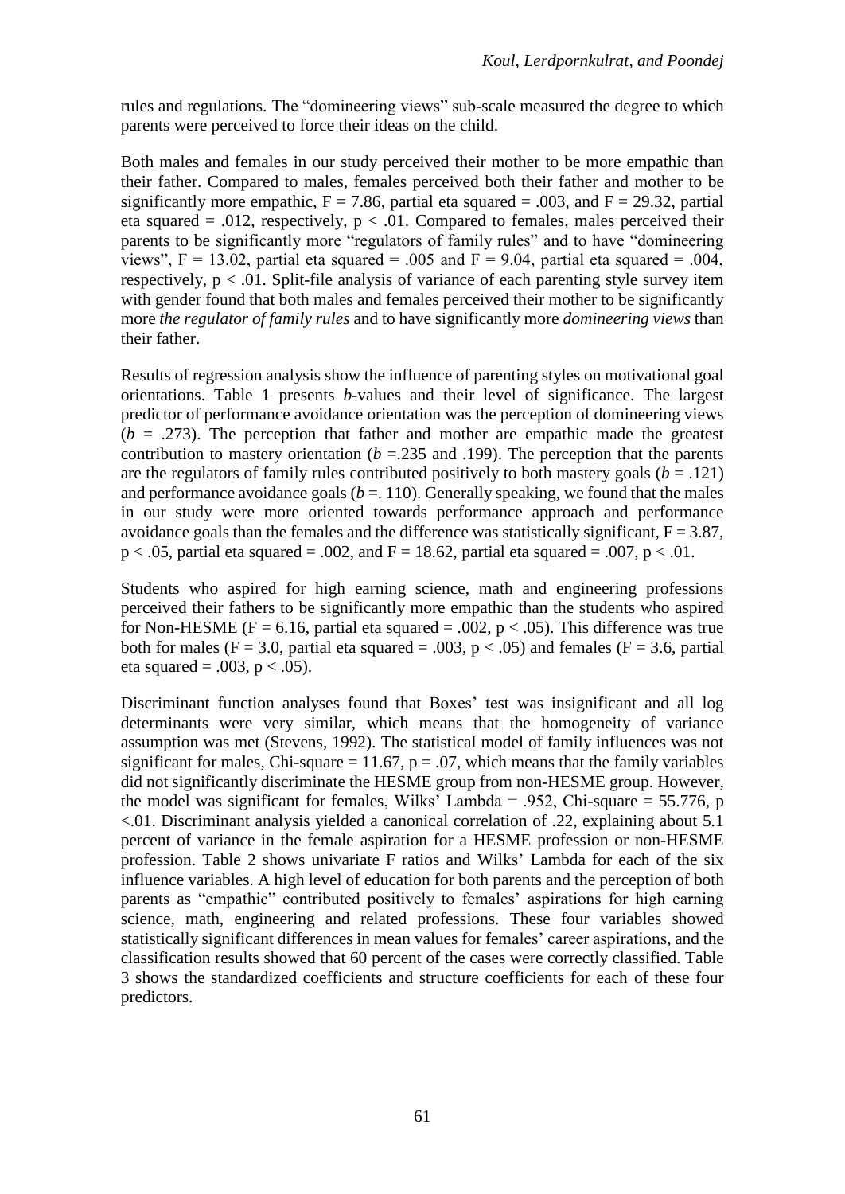rules and regulations. The "domineering views" sub-scale measured the degree to which parents were perceived to force their ideas on the child.

Both males and females in our study perceived their mother to be more empathic than their father. Compared to males, females perceived both their father and mother to be significantly more empathic, $F = 7.86$, partial eta squared = .003, and $F = 29.32$, partial eta squared = .012, respectively, $p < .01$. Compared to females, males perceived their parents to be significantly more "regulators of family rules" and to have "domineering views", $F = 13.02$, partial eta squared = .005 and $F = 9.04$, partial eta squared = .004, respectively, $p < .01$. Split-file analysis of variance of each parenting style survey item with gender found that both males and females perceived their mother to be significantly more *the regulator of family rules* and to have significantly more *domineering views* than their father.

Results of regression analysis show the influence of parenting styles on motivational goal orientations. Table 1 presents *b*-values and their level of significance. The largest predictor of performance avoidance orientation was the perception of domineering views ($b$ = .273). The perception that father and mother are empathic made the greatest contribution to mastery orientation ($b$ =.235 and .199). The perception that the parents are the regulators of family rules contributed positively to both mastery goals ($b$ = .121) and performance avoidance goals ($b$ =. 110). Generally speaking, we found that the males in our study were more oriented towards performance approach and performance avoidance goals than the females and the difference was statistically significant, $F = 3.87$, $p < .05$, partial eta squared = .002, and $F = 18.62$, partial eta squared = .007, $p < .01$.

Students who aspired for high earning science, math and engineering professions perceived their fathers to be significantly more empathic than the students who aspired for Non-HESME ($F = 6.16$, partial eta squared = .002, $p < .05$). This difference was true both for males ($F = 3.0$, partial eta squared = .003, $p < .05$) and females ($F = 3.6$, partial eta squared = .003, $p < .05$).

Discriminant function analyses found that Boxes' test was insignificant and all log determinants were very similar, which means that the homogeneity of variance assumption was met (Stevens, 1992). The statistical model of family influences was not significant for males, Chi-square = 11.67, $p = .07$, which means that the family variables did not significantly discriminate the HESME group from non-HESME group. However, the model was significant for females, Wilks' Lambda = .952, Chi-square = 55.776, $p < .01$. Discriminant analysis yielded a canonical correlation of .22, explaining about 5.1 percent of variance in the female aspiration for a HESME profession or non-HESME profession. Table 2 shows univariate F ratios and Wilks' Lambda for each of the six influence variables. A high level of education for both parents and the perception of both parents as "empathic" contributed positively to females' aspirations for high earning science, math, engineering and related professions. These four variables showed statistically significant differences in mean values for females' career aspirations, and the classification results showed that 60 percent of the cases were correctly classified. Table 3 shows the standardized coefficients and structure coefficients for each of these four predictors.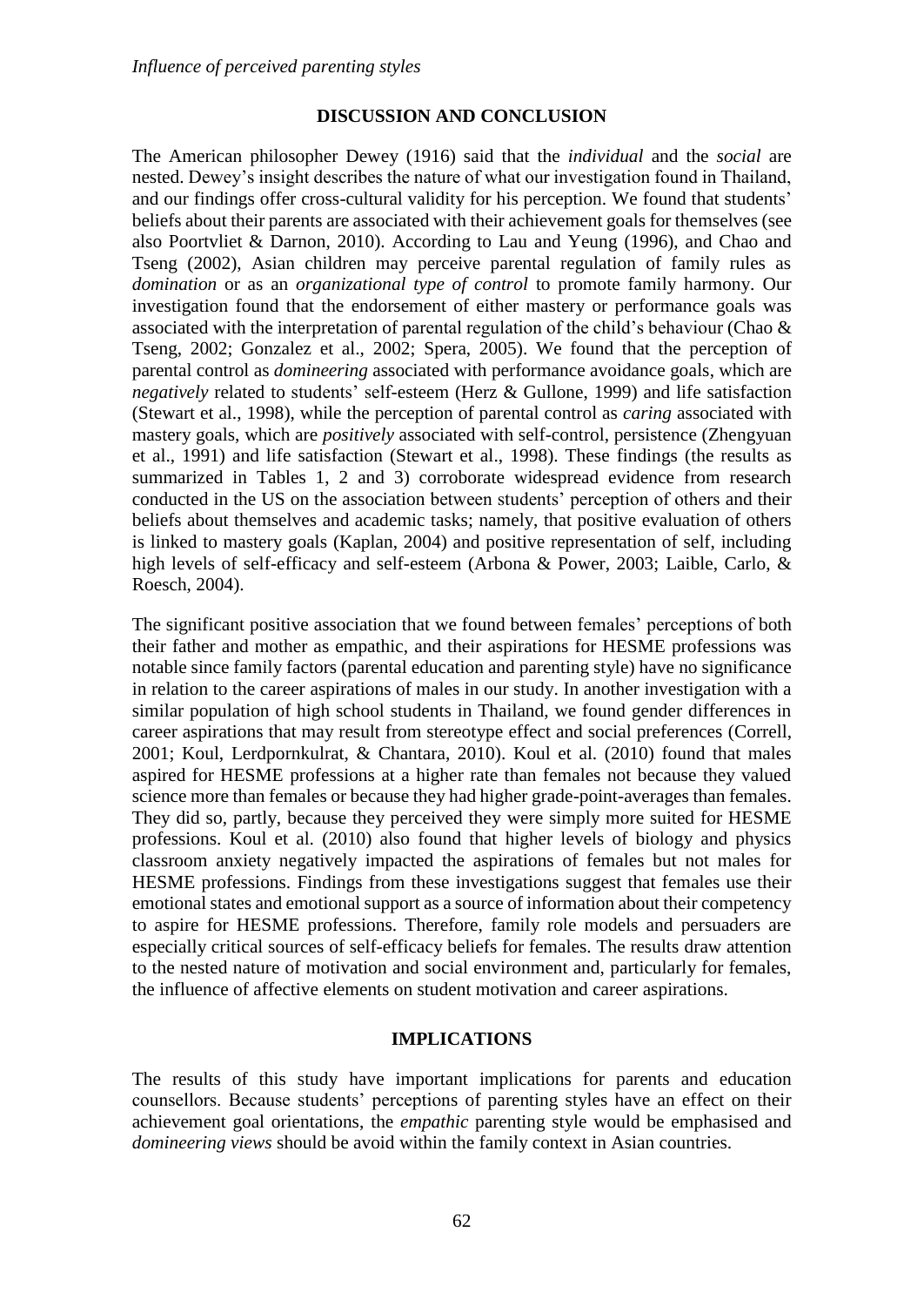## DISCUSSION AND CONCLUSION

The American philosopher Dewey (1916) said that the *individual* and the *social* are nested. Dewey's insight describes the nature of what our investigation found in Thailand, and our findings offer cross-cultural validity for his perception. We found that students' beliefs about their parents are associated with their achievement goals for themselves (see also Poortvliet & Darnon, 2010). According to Lau and Yeung (1996), and Chao and Tseng (2002), Asian children may perceive parental regulation of family rules as *domination* or as an *organizational type of control* to promote family harmony. Our investigation found that the endorsement of either mastery or performance goals was associated with the interpretation of parental regulation of the child's behaviour (Chao & Tseng, 2002; Gonzalez et al., 2002; Spera, 2005). We found that the perception of parental control as *domineering* associated with performance avoidance goals, which are *negatively* related to students' self-esteem (Herz & Gullone, 1999) and life satisfaction (Stewart et al., 1998), while the perception of parental control as *caring* associated with mastery goals, which are *positively* associated with self-control, persistence (Zhengyuan et al., 1991) and life satisfaction (Stewart et al., 1998). These findings (the results as summarized in Tables 1, 2 and 3) corroborate widespread evidence from research conducted in the US on the association between students' perception of others and their beliefs about themselves and academic tasks; namely, that positive evaluation of others is linked to mastery goals (Kaplan, 2004) and positive representation of self, including high levels of self-efficacy and self-esteem (Arbona & Power, 2003; Laible, Carlo, & Roesch, 2004).

The significant positive association that we found between females' perceptions of both their father and mother as empathic, and their aspirations for HESME professions was notable since family factors (parental education and parenting style) have no significance in relation to the career aspirations of males in our study. In another investigation with a similar population of high school students in Thailand, we found gender differences in career aspirations that may result from stereotype effect and social preferences (Correll, 2001; Koul, Lerdpornkulrat, & Chantara, 2010). Koul et al. (2010) found that males aspired for HESME professions at a higher rate than females not because they valued science more than females or because they had higher grade-point-averages than females. They did so, partly, because they perceived they were simply more suited for HESME professions. Koul et al. (2010) also found that higher levels of biology and physics classroom anxiety negatively impacted the aspirations of females but not males for HESME professions. Findings from these investigations suggest that females use their emotional states and emotional support as a source of information about their competency to aspire for HESME professions. Therefore, family role models and persuaders are especially critical sources of self-efficacy beliefs for females. The results draw attention to the nested nature of motivation and social environment and, particularly for females, the influence of affective elements on student motivation and career aspirations.

## IMPLICATIONS

The results of this study have important implications for parents and education counsellors. Because students' perceptions of parenting styles have an effect on their achievement goal orientations, the *empathic* parenting style would be emphasised and *domineering views* should be avoid within the family context in Asian countries.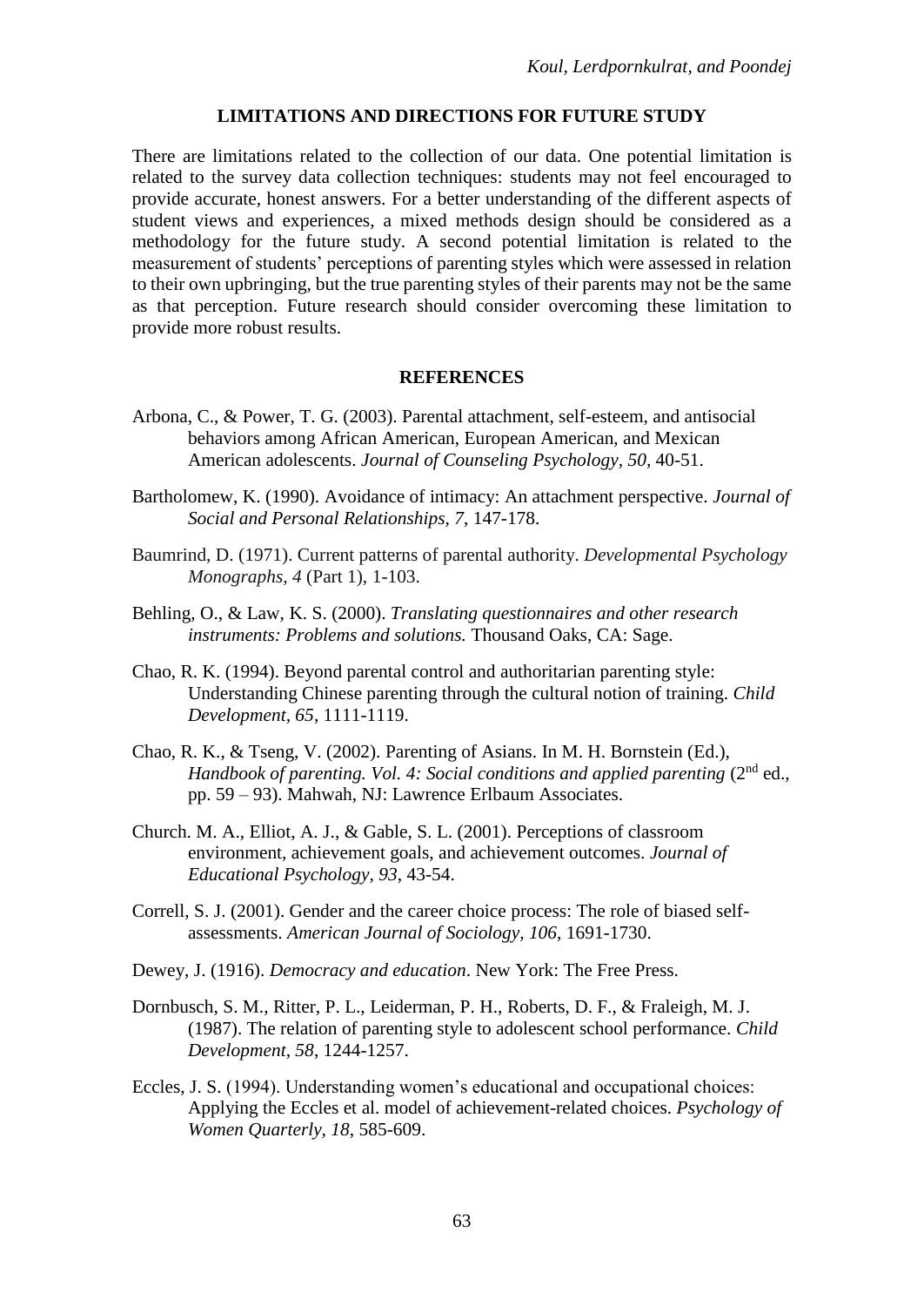## LIMITATIONS AND DIRECTIONS FOR FUTURE STUDY

There are limitations related to the collection of our data. One potential limitation is related to the survey data collection techniques: students may not feel encouraged to provide accurate, honest answers. For a better understanding of the different aspects of student views and experiences, a mixed methods design should be considered as a methodology for the future study. A second potential limitation is related to the measurement of students' perceptions of parenting styles which were assessed in relation to their own upbringing, but the true parenting styles of their parents may not be the same as that perception. Future research should consider overcoming these limitation to provide more robust results.

## REFERENCES

Arbona, C., & Power, T. G. (2003). Parental attachment, self-esteem, and antisocial behaviors among African American, European American, and Mexican American adolescents. *Journal of Counseling Psychology, 50*, 40-51.

Bartholomew, K. (1990). Avoidance of intimacy: An attachment perspective. *Journal of Social and Personal Relationships, 7*, 147-178.

Baumrind, D. (1971). Current patterns of parental authority. *Developmental Psychology Monographs*, *4* (Part 1), 1-103.

Behling, O., & Law, K. S. (2000). *Translating questionnaires and other research instruments: Problems and solutions.* Thousand Oaks, CA: Sage.

Chao, R. K. (1994). Beyond parental control and authoritarian parenting style: Understanding Chinese parenting through the cultural notion of training. *Child Development, 65*, 1111-1119.

Chao, R. K., & Tseng, V. (2002). Parenting of Asians. In M. H. Bornstein (Ed.), *Handbook of parenting. Vol. 4: Social conditions and applied parenting* (2nd ed., pp. 59 – 93). Mahwah, NJ: Lawrence Erlbaum Associates.

Church. M. A., Elliot, A. J., & Gable, S. L. (2001). Perceptions of classroom environment, achievement goals, and achievement outcomes. *Journal of Educational Psychology, 93*, 43-54.

Correll, S. J. (2001). Gender and the career choice process: The role of biased self-assessments. *American Journal of Sociology, 106*, 1691-1730.

Dewey, J. (1916). *Democracy and education*. New York: The Free Press.

Dornbusch, S. M., Ritter, P. L., Leiderman, P. H., Roberts, D. F., & Fraleigh, M. J. (1987). The relation of parenting style to adolescent school performance. *Child Development, 58*, 1244-1257.

Eccles, J. S. (1994). Understanding women's educational and occupational choices: Applying the Eccles et al. model of achievement-related choices. *Psychology of Women Quarterly, 18*, 585-609.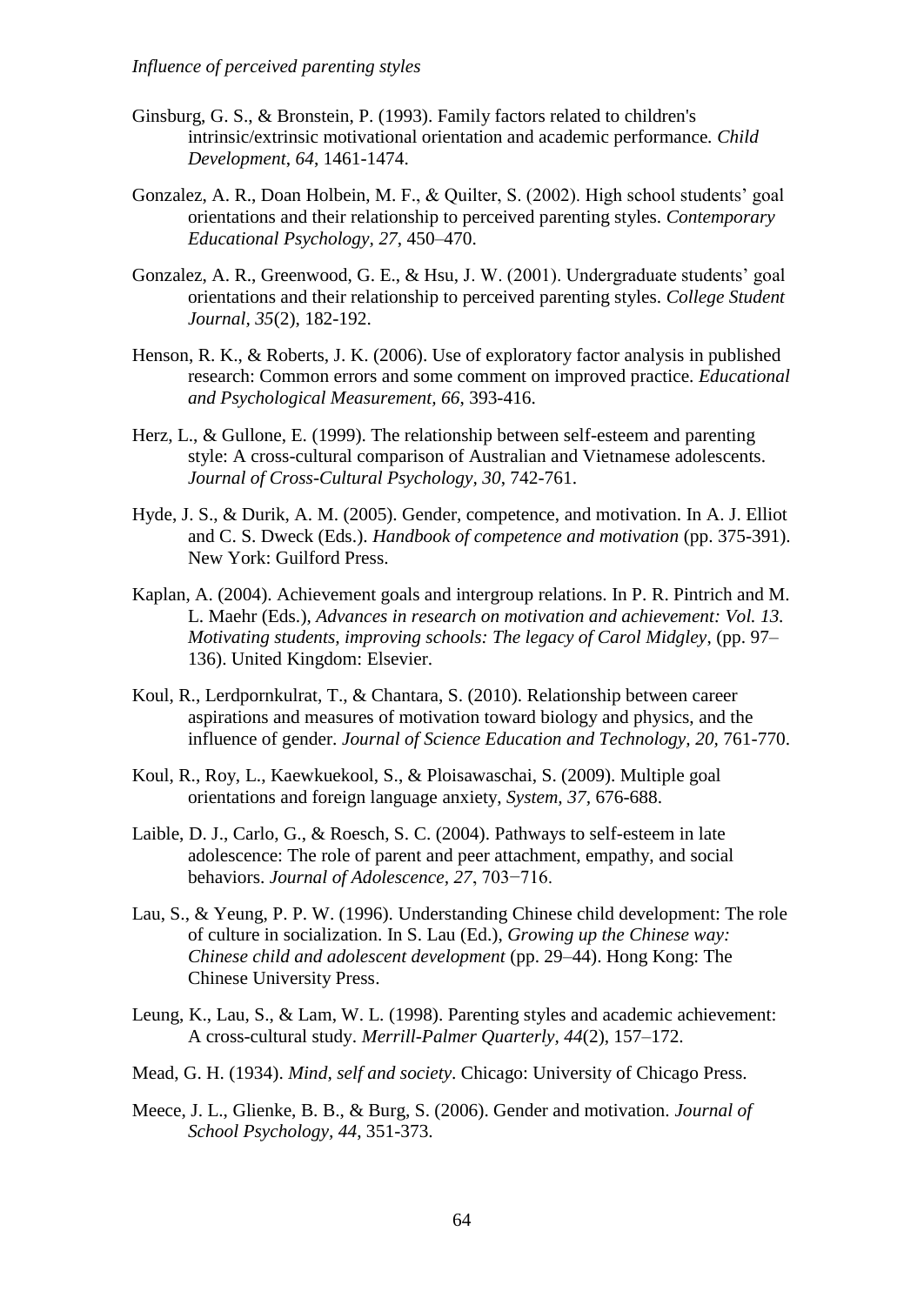Ginsburg, G. S., & Bronstein, P. (1993). Family factors related to children's intrinsic/extrinsic motivational orientation and academic performance. *Child Development*, *64*, 1461-1474.

Gonzalez, A. R., Doan Holbein, M. F., & Quilter, S. (2002). High school students' goal orientations and their relationship to perceived parenting styles. *Contemporary Educational Psychology, 27*, 450–470.

Gonzalez, A. R., Greenwood, G. E., & Hsu, J. W. (2001). Undergraduate students' goal orientations and their relationship to perceived parenting styles. *College Student Journal, 35*(2), 182-192.

Henson, R. K., & Roberts, J. K. (2006). Use of exploratory factor analysis in published research: Common errors and some comment on improved practice. *Educational and Psychological Measurement, 66*, 393-416.

Herz, L., & Gullone, E. (1999). The relationship between self-esteem and parenting style: A cross-cultural comparison of Australian and Vietnamese adolescents. *Journal of Cross-Cultural Psychology, 30*, 742-761.

Hyde, J. S., & Durik, A. M. (2005). Gender, competence, and motivation. In A. J. Elliot and C. S. Dweck (Eds.). *Handbook of competence and motivation* (pp. 375-391). New York: Guilford Press.

Kaplan, A. (2004). Achievement goals and intergroup relations. In P. R. Pintrich and M. L. Maehr (Eds.), *Advances in research on motivation and achievement: Vol. 13. Motivating students, improving schools: The legacy of Carol Midgley*, (pp. 97–136). United Kingdom: Elsevier.

Koul, R., Lerdpornkulrat, T., & Chantara, S. (2010). Relationship between career aspirations and measures of motivation toward biology and physics, and the influence of gender. *Journal of Science Education and Technology, 20*, 761-770.

Koul, R., Roy, L., Kaewkuekool, S., & Ploisawaschai, S. (2009). Multiple goal orientations and foreign language anxiety, *System, 37*, 676-688.

Laible, D. J., Carlo, G., & Roesch, S. C. (2004). Pathways to self-esteem in late adolescence: The role of parent and peer attachment, empathy, and social behaviors. *Journal of Adolescence, 27*, 703−716.

Lau, S., & Yeung, P. P. W. (1996). Understanding Chinese child development: The role of culture in socialization. In S. Lau (Ed.), *Growing up the Chinese way: Chinese child and adolescent development* (pp. 29–44). Hong Kong: The Chinese University Press.

Leung, K., Lau, S., & Lam, W. L. (1998). Parenting styles and academic achievement: A cross-cultural study. *Merrill-Palmer Quarterly, 44*(2), 157–172.

Mead, G. H. (1934). *Mind, self and society*. Chicago: University of Chicago Press.

Meece, J. L., Glienke, B. B., & Burg, S. (2006). Gender and motivation. *Journal of School Psychology, 44*, 351-373.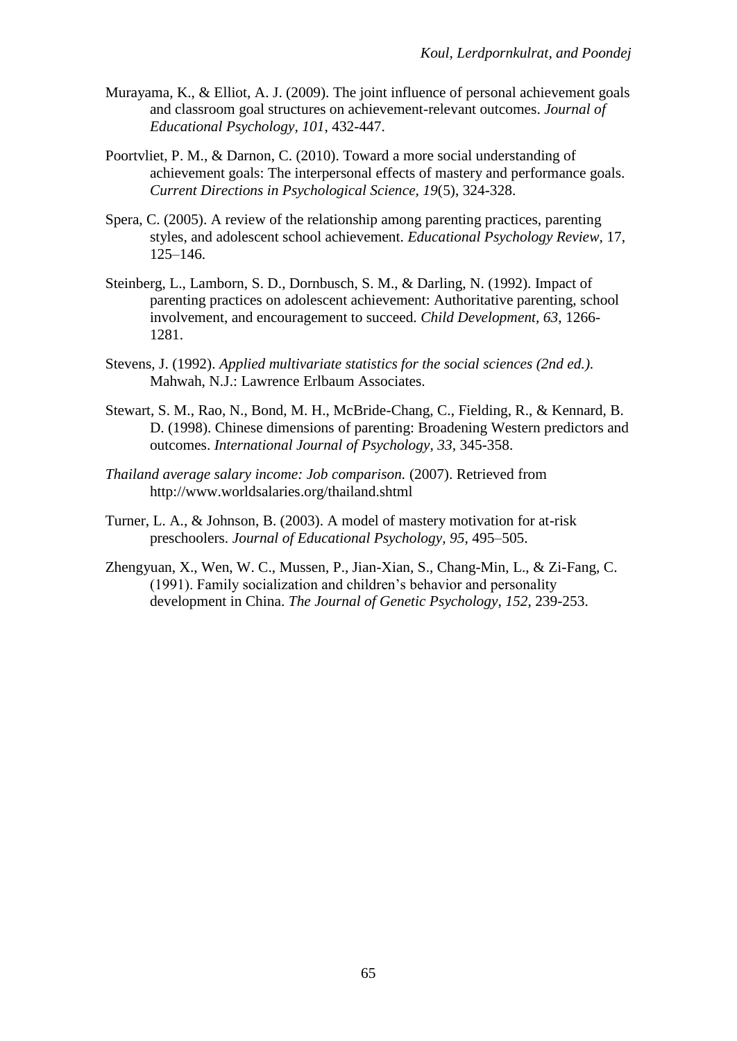Murayama, K., & Elliot, A. J. (2009). The joint influence of personal achievement goals and classroom goal structures on achievement-relevant outcomes. *Journal of Educational Psychology*, *101*, 432-447.

Poortvliet, P. M., & Darnon, C. (2010). Toward a more social understanding of achievement goals: The interpersonal effects of mastery and performance goals. *Current Directions in Psychological Science, 19*(5), 324-328.

Spera, C. (2005). A review of the relationship among parenting practices, parenting styles, and adolescent school achievement. *Educational Psychology Review*, 17, 125–146.

Steinberg, L., Lamborn, S. D., Dornbusch, S. M., & Darling, N. (1992). Impact of parenting practices on adolescent achievement: Authoritative parenting, school involvement, and encouragement to succeed. *Child Development, 63*, 1266-1281.

Stevens, J. (1992). *Applied multivariate statistics for the social sciences (2nd ed.).* Mahwah, N.J.: Lawrence Erlbaum Associates.

Stewart, S. M., Rao, N., Bond, M. H., McBride-Chang, C., Fielding, R., & Kennard, B. D. (1998). Chinese dimensions of parenting: Broadening Western predictors and outcomes. *International Journal of Psychology, 33*, 345-358.

*Thailand average salary income: Job comparison.* (2007). Retrieved from http://www.worldsalaries.org/thailand.shtml

Turner, L. A., & Johnson, B. (2003). A model of mastery motivation for at-risk preschoolers. *Journal of Educational Psychology, 95*, 495–505.

Zhengyuan, X., Wen, W. C., Mussen, P., Jian-Xian, S., Chang-Min, L., & Zi-Fang, C. (1991). Family socialization and children's behavior and personality development in China. *The Journal of Genetic Psychology*, *152*, 239-253.